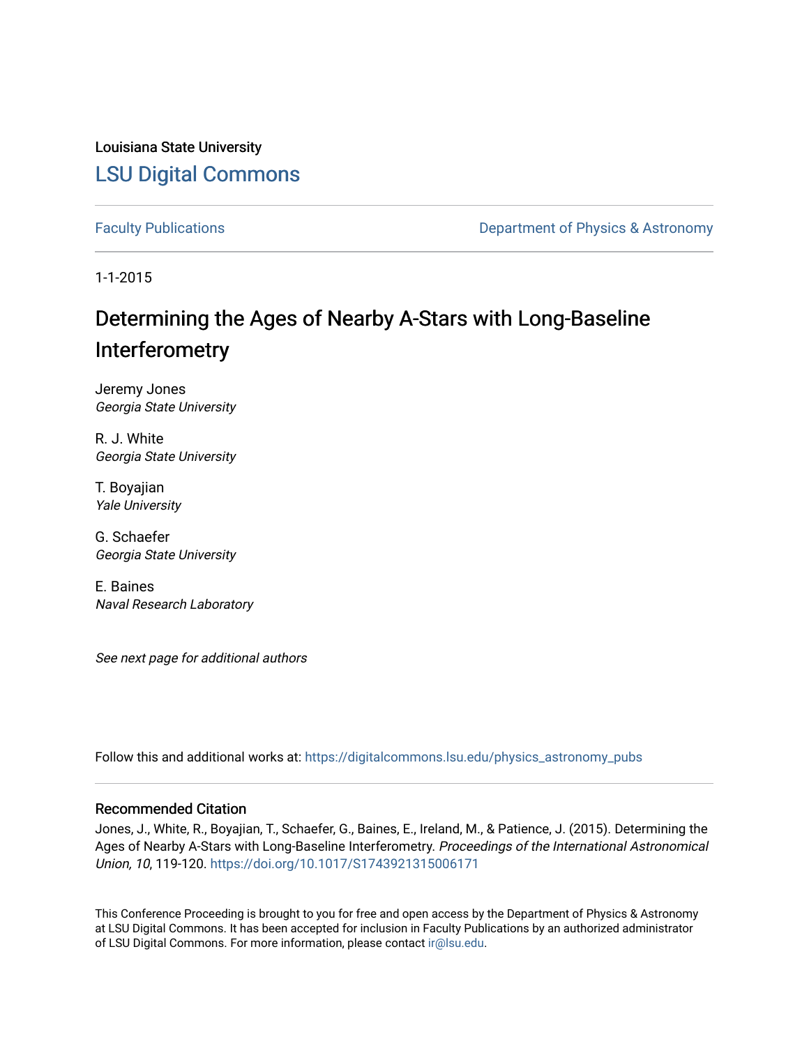Louisiana State University

# LSU Digital Commons

Faculty Publications

Department of Physics & Astronomy

1-1-2015

# Determining the Ages of Nearby A-Stars with Long-Baseline Interferometry

Jeremy Jones
*Georgia State University*

R. J. White
*Georgia State University*

T. Boyajian
*Yale University*

G. Schaefer
*Georgia State University*

E. Baines
*Naval Research Laboratory*

*See next page for additional authors*

Follow this and additional works at: https://digitalcommons.lsu.edu/physics_astronomy_pubs

## Recommended Citation

Jones, J., White, R., Boyajian, T., Schaefer, G., Baines, E., Ireland, M., & Patience, J. (2015). Determining the Ages of Nearby A-Stars with Long-Baseline Interferometry. *Proceedings of the International Astronomical Union, 10*, 119-120. https://doi.org/10.1017/S1743921315006171

This Conference Proceeding is brought to you for free and open access by the Department of Physics & Astronomy at LSU Digital Commons. It has been accepted for inclusion in Faculty Publications by an authorized administrator of LSU Digital Commons. For more information, please contact ir@lsu.edu.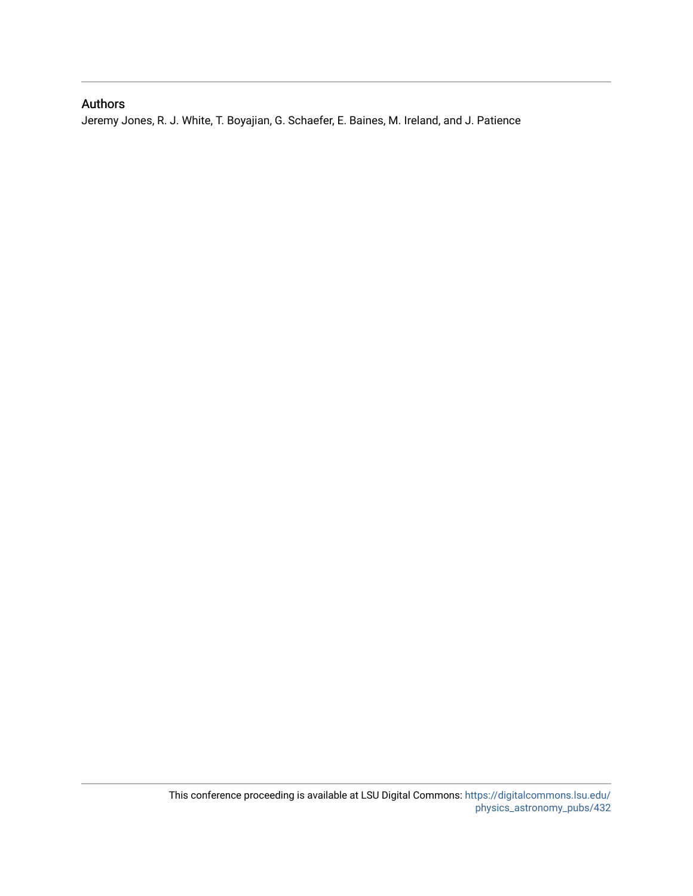## Authors

Jeremy Jones, R. J. White, T. Boyajian, G. Schaefer, E. Baines, M. Ireland, and J. Patience

This conference proceeding is available at LSU Digital Commons: https://digitalcommons.lsu.edu/physics_astronomy_pubs/432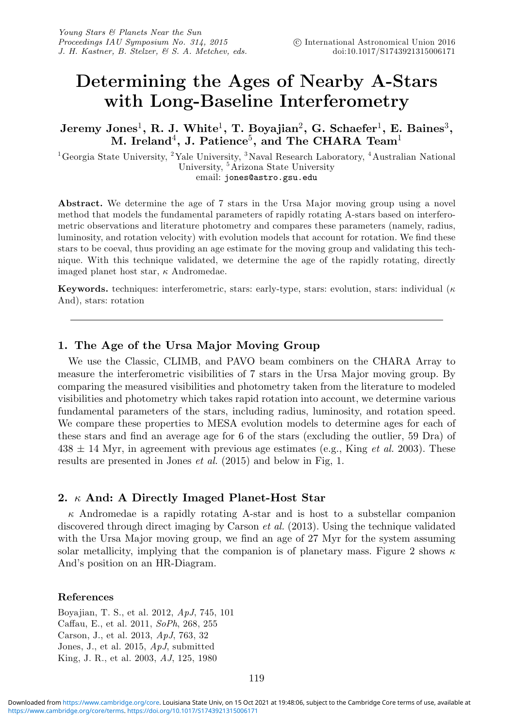# Determining the Ages of Nearby A-Stars with Long-Baseline Interferometry

**Jeremy Jones[1], R. J. White[1], T. Boyajian[2], G. Schaefer[1], E. Baines[3], M. Ireland[4], J. Patience[5], and The CHARA Team[1]**

[1]Georgia State University, [2]Yale University, [3]Naval Research Laboratory, [4]Australian National University, [5]Arizona State University

email: jones@astro.gsu.edu

**Abstract.** We determine the age of 7 stars in the Ursa Major moving group using a novel method that models the fundamental parameters of rapidly rotating A-stars based on interferometric observations and literature photometry and compares these parameters (namely, radius, luminosity, and rotation velocity) with evolution models that account for rotation. We find these stars to be coeval, thus providing an age estimate for the moving group and validating this technique. With this technique validated, we determine the age of the rapidly rotating, directly imaged planet host star, $\kappa$ Andromedae.

**Keywords.** techniques: interferometric, stars: early-type, stars: evolution, stars: individual ($\kappa$ And), stars: rotation

---

## 1. The Age of the Ursa Major Moving Group

We use the Classic, CLIMB, and PAVO beam combiners on the CHARA Array to measure the interferometric visibilities of 7 stars in the Ursa Major moving group. By comparing the measured visibilities and photometry taken from the literature to modeled visibilities and photometry which takes rapid rotation into account, we determine various fundamental parameters of the stars, including radius, luminosity, and rotation speed. We compare these properties to MESA evolution models to determine ages for each of these stars and find an average age for 6 of the stars (excluding the outlier, 59 Dra) of $438 \pm 14$ Myr, in agreement with previous age estimates (e.g., King *et al.* 2003). These results are presented in Jones *et al.* (2015) and below in Fig, 1.

## 2. $\kappa$ And: A Directly Imaged Planet-Host Star

$\kappa$ Andromedae is a rapidly rotating A-star and is host to a substellar companion discovered through direct imaging by Carson *et al.* (2013). Using the technique validated with the Ursa Major moving group, we find an age of 27 Myr for the system assuming solar metallicity, implying that the companion is of planetary mass. Figure 2 shows $\kappa$ And's position on an HR-Diagram.

### References

Boyajian, T. S., et al. 2012, *ApJ*, 745, 101

Caffau, E., et al. 2011, *SoPh*, 268, 255

Carson, J., et al. 2013, *ApJ*, 763, 32

Jones, J., et al. 2015, *ApJ*, submitted

King, J. R., et al. 2003, *AJ*, 125, 1980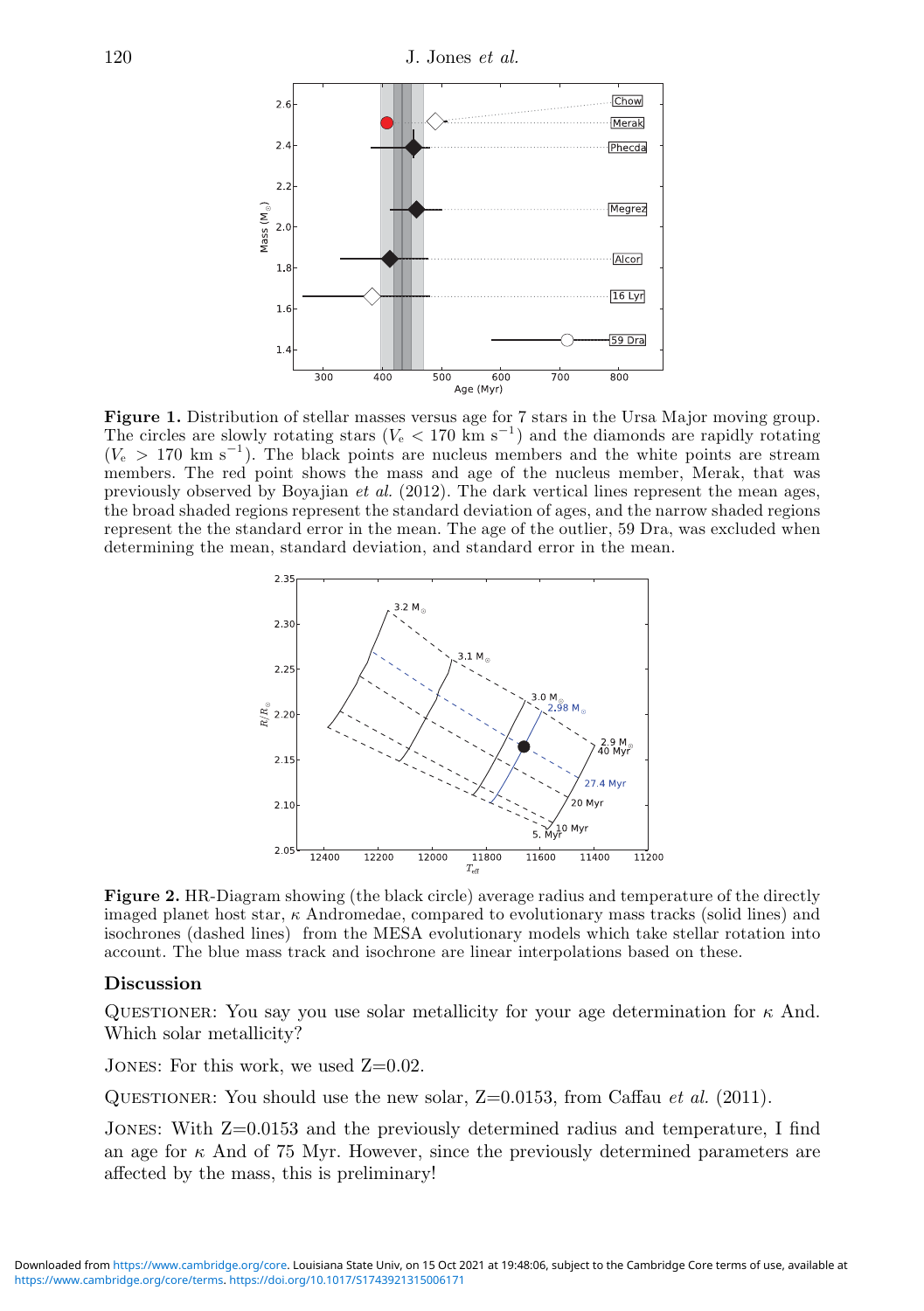Chow
Merak
Phecda
Megrez
Alcor
16 Lyr
59 Dra
2.6
2.4
2.2
2.0
1.8
1.6
1.4
Mass ($M_{\odot}$)
300
400
500
600
700
800
Age (Myr)

**Figure 1.** Distribution of stellar masses versus age for 7 stars in the Ursa Major moving group. The circles are slowly rotating stars ($V_e < 170$ km s$^{-1}$) and the diamonds are rapidly rotating ($V_e > 170$ km s$^{-1}$). The black points are nucleus members and the white points are stream members. The red point shows the mass and age of the nucleus member, Merak, that was previously observed by Boyajian *et al.* (2012). The dark vertical lines represent the mean ages, the broad shaded regions represent the standard deviation of ages, and the narrow shaded regions represent the the standard error in the mean. The age of the outlier, 59 Dra, was excluded when determining the mean, standard deviation, and standard error in the mean.

3.2 $M_{\odot}$
3.1 $M_{\odot}$
3.0 $M_{\odot}$
2.98 $M_{\odot}$
2.9 $M_{\odot}$
40 Myr
27.4 Myr
20 Myr
10 Myr
5. Myr
2.35
2.30
2.25
2.20
2.15
2.10
2.05
$R/R_{\odot}$
12400
12200
12000
11800
11600
11400
11200
$T_{\rm eff}$

**Figure 2.** HR-Diagram showing (the black circle) average radius and temperature of the directly imaged planet host star, $\kappa$ Andromedae, compared to evolutionary mass tracks (solid lines) and isochrones (dashed lines) from the MESA evolutionary models which take stellar rotation into account. The blue mass track and isochrone are linear interpolations based on these.

## Discussion

QUESTIONER: You say you use solar metallicity for your age determination for $\kappa$ And. Which solar metallicity?

JONES: For this work, we used Z=0.02.

QUESTIONER: You should use the new solar, Z=0.0153, from Caffau *et al.* (2011).

JONES: With Z=0.0153 and the previously determined radius and temperature, I find an age for $\kappa$ And of 75 Myr. However, since the previously determined parameters are affected by the mass, this is preliminary!